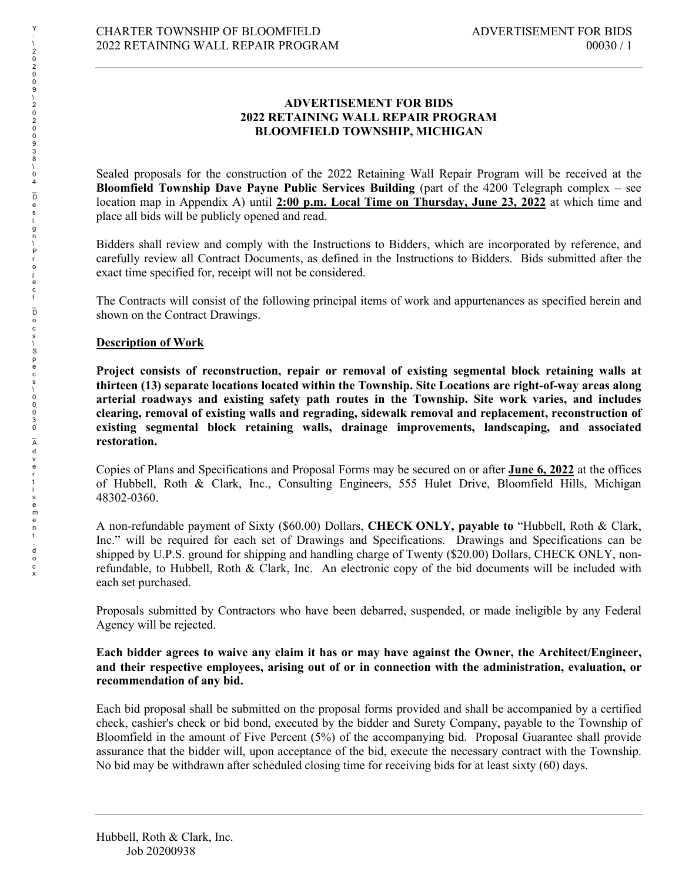**ADVERTISEMENT FOR BIDS**
**2022 RETAINING WALL REPAIR PROGRAM**
**BLOOMFIELD TOWNSHIP, MICHIGAN**

Sealed proposals for the construction of the 2022 Retaining Wall Repair Program will be received at the **Bloomfield Township Dave Payne Public Services Building** (part of the 4200 Telegraph complex – see location map in Appendix A) until **2:00 p.m. Local Time on Thursday, June 23, 2022** at which time and place all bids will be publicly opened and read.

Bidders shall review and comply with the Instructions to Bidders, which are incorporated by reference, and carefully review all Contract Documents, as defined in the Instructions to Bidders. Bids submitted after the exact time specified for, receipt will not be considered.

The Contracts will consist of the following principal items of work and appurtenances as specified herein and shown on the Contract Drawings.

**Description of Work**

**Project consists of reconstruction, repair or removal of existing segmental block retaining walls at thirteen (13) separate locations located within the Township. Site Locations are right-of-way areas along arterial roadways and existing safety path routes in the Township. Site work varies, and includes clearing, removal of existing walls and regrading, sidewalk removal and replacement, reconstruction of existing segmental block retaining walls, drainage improvements, landscaping, and associated restoration.**

Copies of Plans and Specifications and Proposal Forms may be secured on or after **June 6, 2022** at the offices of Hubbell, Roth & Clark, Inc., Consulting Engineers, 555 Hulet Drive, Bloomfield Hills, Michigan 48302-0360.

A non-refundable payment of Sixty ($60.00) Dollars, **CHECK ONLY, payable to** "Hubbell, Roth & Clark, Inc." will be required for each set of Drawings and Specifications. Drawings and Specifications can be shipped by U.P.S. ground for shipping and handling charge of Twenty ($20.00) Dollars, CHECK ONLY, non-refundable, to Hubbell, Roth & Clark, Inc. An electronic copy of the bid documents will be included with each set purchased.

Proposals submitted by Contractors who have been debarred, suspended, or made ineligible by any Federal Agency will be rejected.

**Each bidder agrees to waive any claim it has or may have against the Owner, the Architect/Engineer, and their respective employees, arising out of or in connection with the administration, evaluation, or recommendation of any bid.**

Each bid proposal shall be submitted on the proposal forms provided and shall be accompanied by a certified check, cashier's check or bid bond, executed by the bidder and Surety Company, payable to the Township of Bloomfield in the amount of Five Percent (5%) of the accompanying bid. Proposal Guarantee shall provide assurance that the bidder will, upon acceptance of the bid, execute the necessary contract with the Township. No bid may be withdrawn after scheduled closing time for receiving bids for at least sixty (60) days.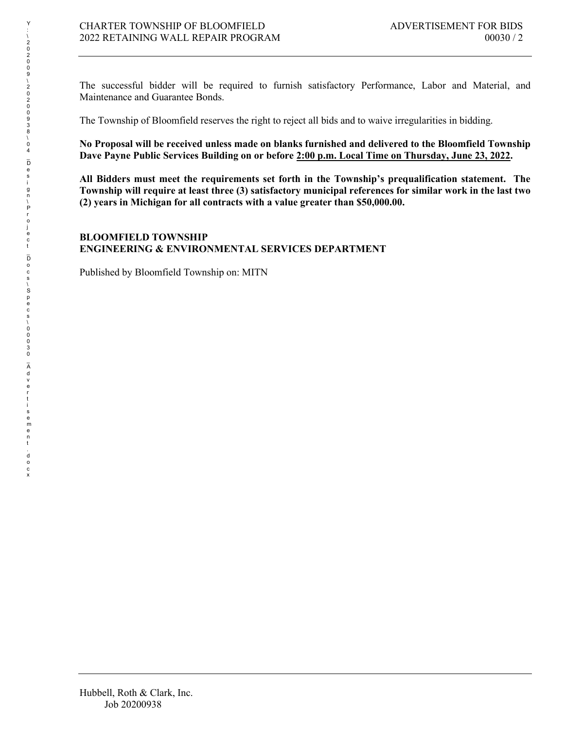The successful bidder will be required to furnish satisfactory Performance, Labor and Material, and Maintenance and Guarantee Bonds.

The Township of Bloomfield reserves the right to reject all bids and to waive irregularities in bidding.

**No Proposal will be received unless made on blanks furnished and delivered to the Bloomfield Township Dave Payne Public Services Building on or before <u>2:00 p.m. Local Time on Thursday, June 23, 2022</u>.**

**All Bidders must meet the requirements set forth in the Township's prequalification statement. The Township will require at least three (3) satisfactory municipal references for similar work in the last two (2) years in Michigan for all contracts with a value greater than $50,000.00.**

**BLOOMFIELD TOWNSHIP**
**ENGINEERING & ENVIRONMENTAL SERVICES DEPARTMENT**

Published by Bloomfield Township on: MITN